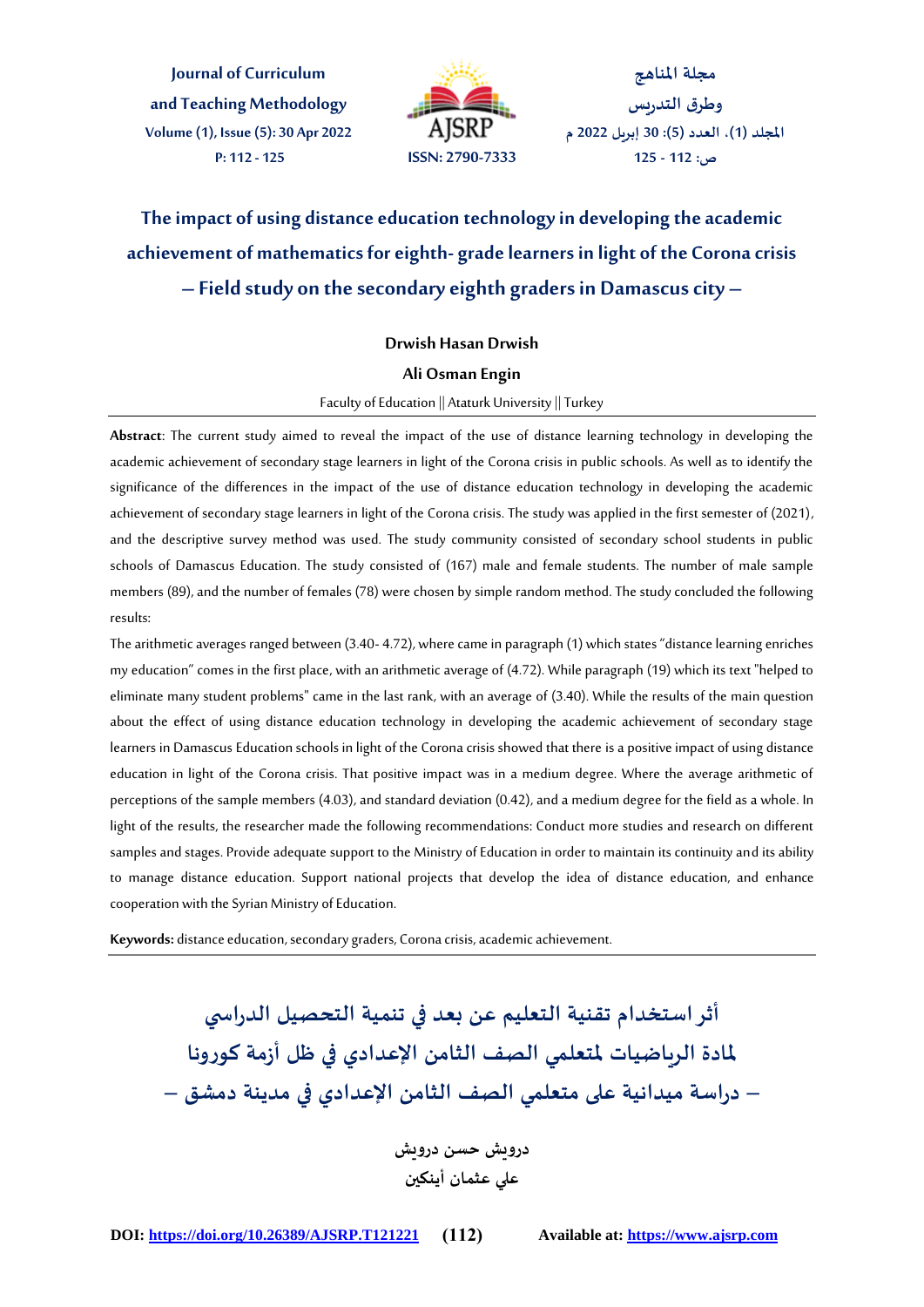# The impact of using distance education technology in developing the academic achievement of mathematics for eighth- grade learners in light of the Corona crisis – Field study on the secondary eighth graders in Damascus city –

**Drwish Hasan Drwish**

**Ali Osman Engin**

Faculty of Education || Ataturk University || Turkey

**Abstract**: The current study aimed to reveal the impact of the use of distance learning technology in developing the academic achievement of secondary stage learners in light of the Corona crisis in public schools. As well as to identify the significance of the differences in the impact of the use of distance education technology in developing the academic achievement of secondary stage learners in light of the Corona crisis. The study was applied in the first semester of (2021), and the descriptive survey method was used. The study community consisted of secondary school students in public schools of Damascus Education. The study consisted of (167) male and female students. The number of male sample members (89), and the number of females (78) were chosen by simple random method. The study concluded the following results:

The arithmetic averages ranged between (3.40- 4.72), where came in paragraph (1) which states "distance learning enriches my education" comes in the first place, with an arithmetic average of (4.72). While paragraph (19) which its text "helped to eliminate many student problems" came in the last rank, with an average of (3.40). While the results of the main question about the effect of using distance education technology in developing the academic achievement of secondary stage learners in Damascus Education schools in light of the Corona crisis showed that there is a positive impact of using distance education in light of the Corona crisis. That positive impact was in a medium degree. Where the average arithmetic of perceptions of the sample members (4.03), and standard deviation (0.42), and a medium degree for the field as a whole. In light of the results, the researcher made the following recommendations: Conduct more studies and research on different samples and stages. Provide adequate support to the Ministry of Education in order to maintain its continuity and its ability to manage distance education. Support national projects that develop the idea of distance education, and enhance cooperation with the Syrian Ministry of Education.

**Keywords:** distance education, secondary graders, Corona crisis, academic achievement.

# أثر استخدام تقنية التعليم عن بعد في تنمية التحصيل الدراسي لمادة الرياضيات لمتعلمي الصف الثامن الإعدادي في ظل أزمة كورونا – دراسة ميدانية على متعلمي الصف الثامن الإعدادي في مدينة دمشق –

**درويش حسن درويش**

**علي عثمان أينكين**

**DOI:** https://doi.org/10.26389/AJSRP.T121221 **Available at:** https://www.ajsrp.com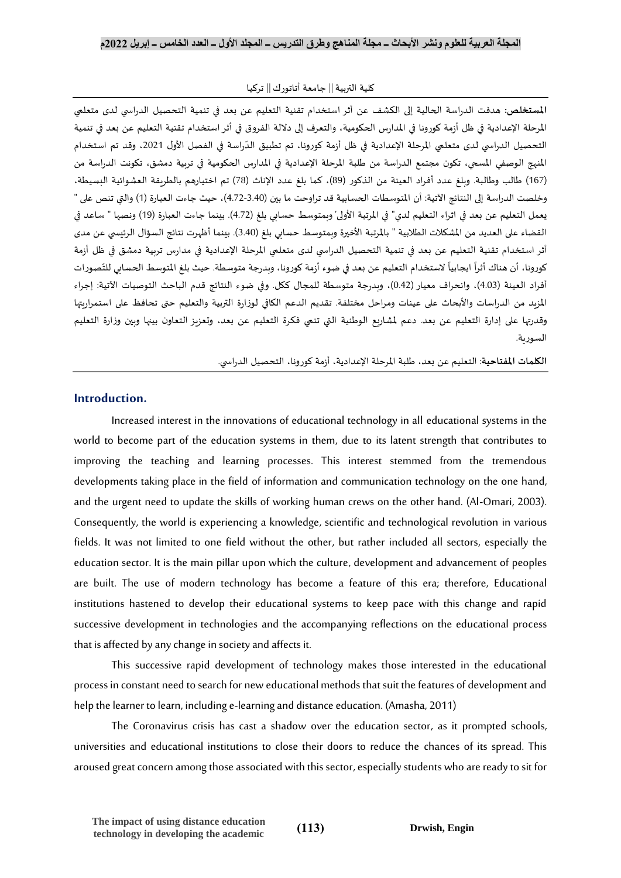كلية التربية || جامعة أتاتورك || تركيا

**المستخلص:** هدفت الدراسة الحالية إلى الكشف عن أثر استخدام تقنية التعليم عن بعد في تنمية التحصيل الدراسي لدى متعلمي المرحلة الإعدادية في ظل أزمة كورونا في المدارس الحكومية، والتعرف إلى دلالة الفروق في أثر استخدام تقنية التعليم عن بعد في تنمية التحصيل الدراسي لدى متعلمي المرحلة الإعدادية في ظل أزمة كورونا، تم تطبيق الدّراسة في الفصل الأول 2021، وقد تم استخدام المنهج الوصفي المسحي، تكون مجتمع الدراسة من طلبة المرحلة الإعدادية في المدارس الحكومية في تربية دمشق، تكونت الدراسة من (167) طالب وطالبة. وبلغ عدد أفراد العينة من الذكور (89)، كما بلغ عدد الإناث (78) تم اختيارهم بالطريقة العشوائية البسيطة، وخلصت الدراسة إلى النتائج الآتية: أن المتوسطات الحسابية قد تراوحت ما بين (3.40-4.72)، حيث جاءت العبارة (1) والتي تنص على " يعمل التعليم عن بعد في اثراء التعليم لدي" في المرتبة الأولى وبمتوسط حسابي بلغ (4.72). بينما جاءت العبارة (19) ونصها " ساعد في القضاء على العديد من المشكلات الطلابية " بالمرتبة الأخيرة وبمتوسط حسابي بلغ (3.40). بينما أظهرت نتائج السؤال الرئيسي عن مدى أثر استخدام تقنية التعليم عن بعد في تنمية التحصيل الدراسي لدى متعلمي المرحلة الإعدادية في مدارس تربية دمشق في ظل أزمة كورونا، أن هناك أثراً ايجابياً لاستخدام التعليم عن بعد في ضوء أزمة كورونا، وبدرجة متوسطة. حيث بلغ المتوسط الحسابي للتّصورات أفراد العينة (4.03)، وانحراف معيار (0.42)، وبدرجة متوسطة للمجال ككل. وفي ضوء النتائج قدم الباحث التوصيات الآتية: إجراء المزيد من الدراسات والأبحاث على عينات ومراحل مختلفة. تقديم الدعم الكافي لوزارة التربية والتعليم حتى تحافظ على استمراريتها وقدرتها على إدارة التعليم عن بعد. دعم لمشاريع الوطنية التي تنمي فكرة التعليم عن بعد، وتعزيز التعاون بينها وبين وزارة التعليم السورية.

**الكلمات المفتاحية**: التعليم عن بعد، طلبة المرحلة الإعدادية، أزمة كورونا، التحصيل الدراسي.

## Introduction.

Increased interest in the innovations of educational technology in all educational systems in the world to become part of the education systems in them, due to its latent strength that contributes to improving the teaching and learning processes. This interest stemmed from the tremendous developments taking place in the field of information and communication technology on the one hand, and the urgent need to update the skills of working human crews on the other hand. (Al-Omari, 2003). Consequently, the world is experiencing a knowledge, scientific and technological revolution in various fields. It was not limited to one field without the other, but rather included all sectors, especially the education sector. It is the main pillar upon which the culture, development and advancement of peoples are built. The use of modern technology has become a feature of this era; therefore, Educational institutions hastened to develop their educational systems to keep pace with this change and rapid successive development in technologies and the accompanying reflections on the educational process that is affected by any change in society and affects it.

This successive rapid development of technology makes those interested in the educational process in constant need to search for new educational methods that suit the features of development and help the learner to learn, including e-learning and distance education. (Amasha, 2011)

The Coronavirus crisis has cast a shadow over the education sector, as it prompted schools, universities and educational institutions to close their doors to reduce the chances of its spread. This aroused great concern among those associated with this sector, especially students who are ready to sit for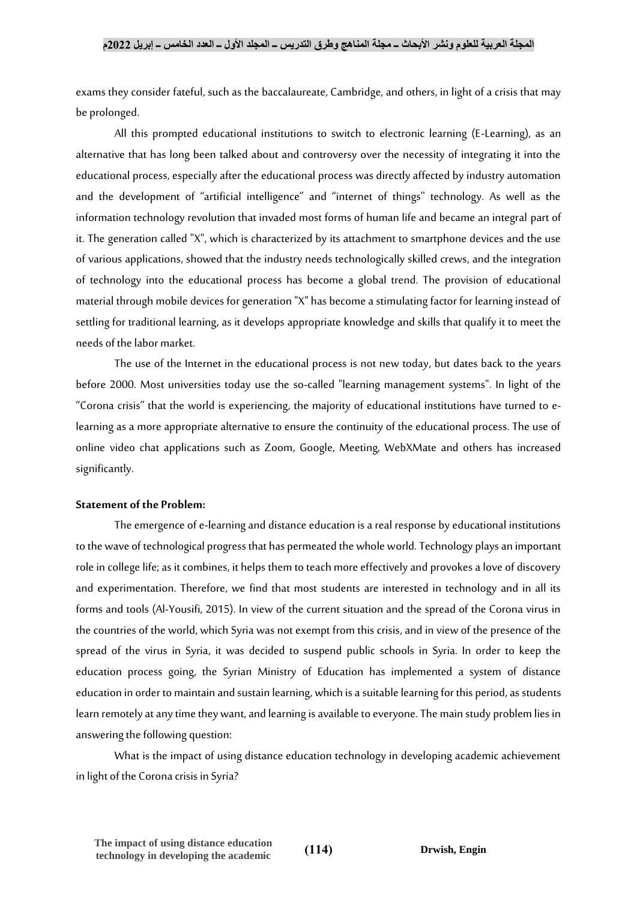exams they consider fateful, such as the baccalaureate, Cambridge, and others, in light of a crisis that may be prolonged.

All this prompted educational institutions to switch to electronic learning (E-Learning), as an alternative that has long been talked about and controversy over the necessity of integrating it into the educational process, especially after the educational process was directly affected by industry automation and the development of "artificial intelligence" and "internet of things" technology. As well as the information technology revolution that invaded most forms of human life and became an integral part of it. The generation called "X", which is characterized by its attachment to smartphone devices and the use of various applications, showed that the industry needs technologically skilled crews, and the integration of technology into the educational process has become a global trend. The provision of educational material through mobile devices for generation "X" has become a stimulating factor for learning instead of settling for traditional learning, as it develops appropriate knowledge and skills that qualify it to meet the needs of the labor market.

The use of the Internet in the educational process is not new today, but dates back to the years before 2000. Most universities today use the so-called "learning management systems". In light of the "Corona crisis" that the world is experiencing, the majority of educational institutions have turned to e-learning as a more appropriate alternative to ensure the continuity of the educational process. The use of online video chat applications such as Zoom, Google, Meeting, WebXMate and others has increased significantly.

**Statement of the Problem:**

The emergence of e-learning and distance education is a real response by educational institutions to the wave of technological progress that has permeated the whole world. Technology plays an important role in college life; as it combines, it helps them to teach more effectively and provokes a love of discovery and experimentation. Therefore, we find that most students are interested in technology and in all its forms and tools (Al-Yousifi, 2015). In view of the current situation and the spread of the Corona virus in the countries of the world, which Syria was not exempt from this crisis, and in view of the presence of the spread of the virus in Syria, it was decided to suspend public schools in Syria. In order to keep the education process going, the Syrian Ministry of Education has implemented a system of distance education in order to maintain and sustain learning, which is a suitable learning for this period, as students learn remotely at any time they want, and learning is available to everyone. The main study problem lies in answering the following question:

What is the impact of using distance education technology in developing academic achievement in light of the Corona crisis in Syria?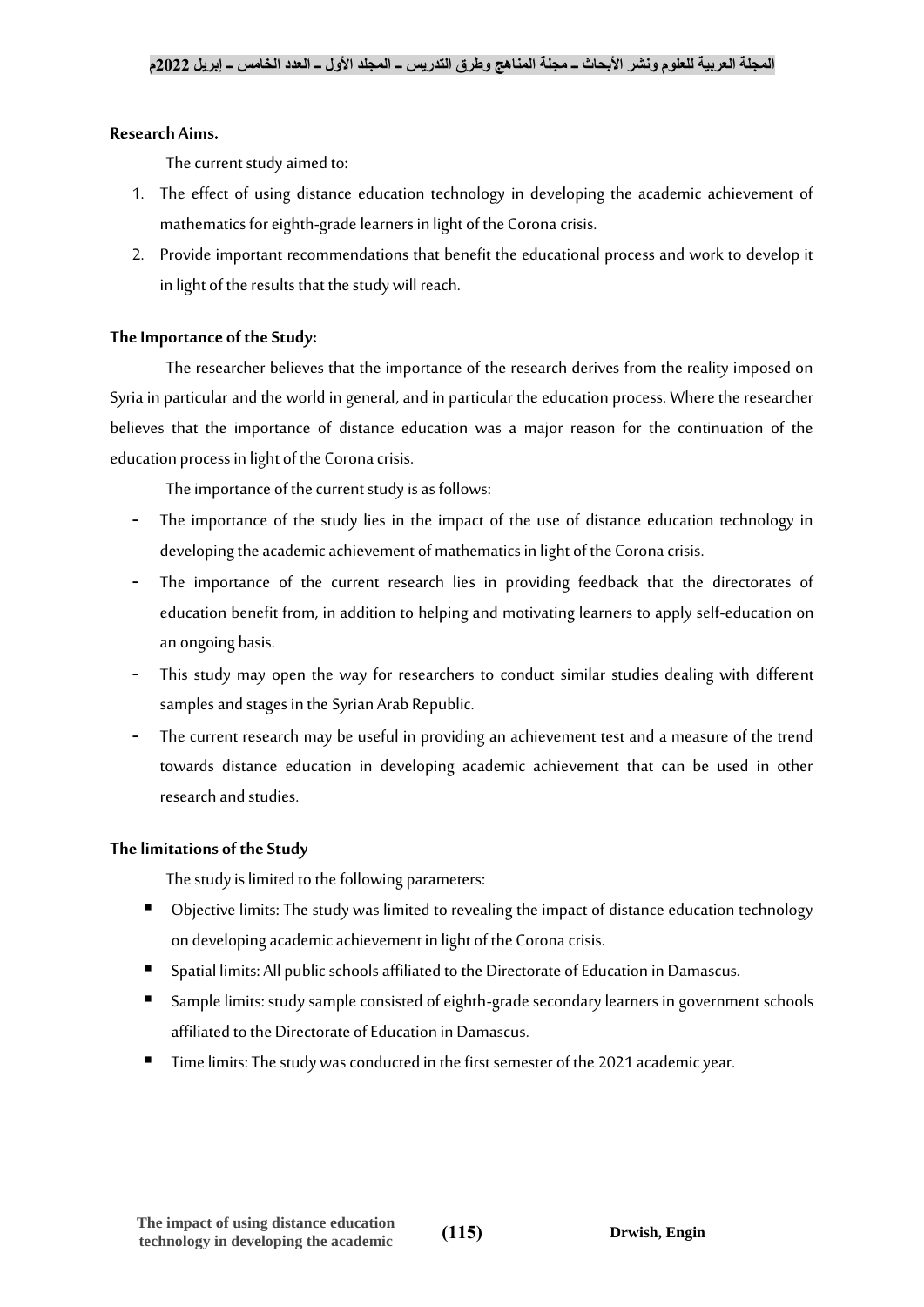**Research Aims.**

The current study aimed to:

1. The effect of using distance education technology in developing the academic achievement of mathematics for eighth-grade learners in light of the Corona crisis.
2. Provide important recommendations that benefit the educational process and work to develop it in light of the results that the study will reach.

**The Importance of the Study:**

The researcher believes that the importance of the research derives from the reality imposed on Syria in particular and the world in general, and in particular the education process. Where the researcher believes that the importance of distance education was a major reason for the continuation of the education process in light of the Corona crisis.

The importance of the current study is as follows:

- The importance of the study lies in the impact of the use of distance education technology in developing the academic achievement of mathematics in light of the Corona crisis.
- The importance of the current research lies in providing feedback that the directorates of education benefit from, in addition to helping and motivating learners to apply self-education on an ongoing basis.
- This study may open the way for researchers to conduct similar studies dealing with different samples and stages in the Syrian Arab Republic.
- The current research may be useful in providing an achievement test and a measure of the trend towards distance education in developing academic achievement that can be used in other research and studies.

**The limitations of the Study**

The study is limited to the following parameters:

- Objective limits: The study was limited to revealing the impact of distance education technology on developing academic achievement in light of the Corona crisis.
- Spatial limits: All public schools affiliated to the Directorate of Education in Damascus.
- Sample limits: study sample consisted of eighth-grade secondary learners in government schools affiliated to the Directorate of Education in Damascus.
- Time limits: The study was conducted in the first semester of the 2021 academic year.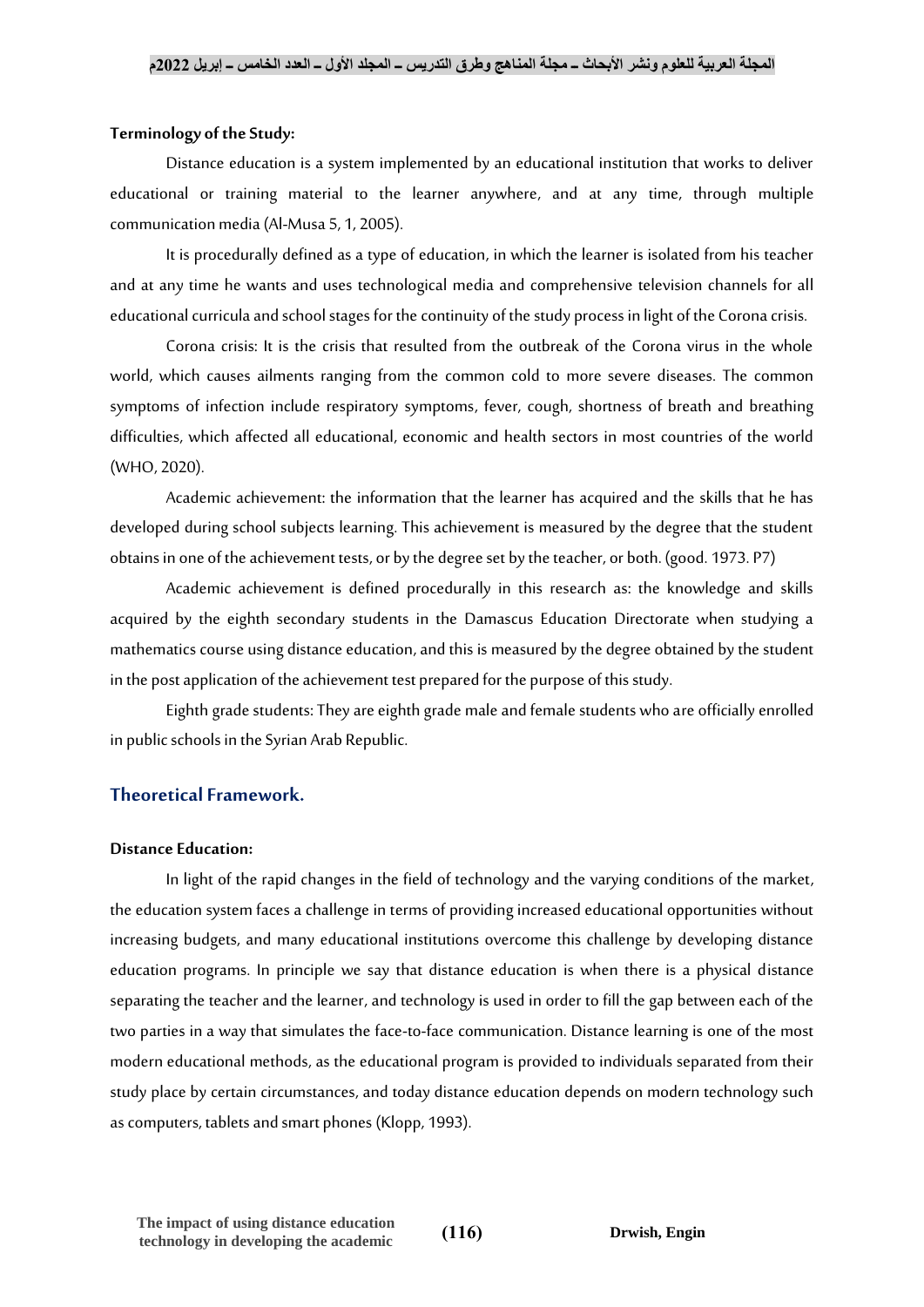**Terminology of the Study:**

Distance education is a system implemented by an educational institution that works to deliver educational or training material to the learner anywhere, and at any time, through multiple communication media (Al-Musa 5, 1, 2005).

It is procedurally defined as a type of education, in which the learner is isolated from his teacher and at any time he wants and uses technological media and comprehensive television channels for all educational curricula and school stages for the continuity of the study process in light of the Corona crisis.

Corona crisis: It is the crisis that resulted from the outbreak of the Corona virus in the whole world, which causes ailments ranging from the common cold to more severe diseases. The common symptoms of infection include respiratory symptoms, fever, cough, shortness of breath and breathing difficulties, which affected all educational, economic and health sectors in most countries of the world (WHO, 2020).

Academic achievement: the information that the learner has acquired and the skills that he has developed during school subjects learning. This achievement is measured by the degree that the student obtains in one of the achievement tests, or by the degree set by the teacher, or both. (good. 1973. P7)

Academic achievement is defined procedurally in this research as: the knowledge and skills acquired by the eighth secondary students in the Damascus Education Directorate when studying a mathematics course using distance education, and this is measured by the degree obtained by the student in the post application of the achievement test prepared for the purpose of this study.

Eighth grade students: They are eighth grade male and female students who are officially enrolled in public schools in the Syrian Arab Republic.

## Theoretical Framework.

**Distance Education:**

In light of the rapid changes in the field of technology and the varying conditions of the market, the education system faces a challenge in terms of providing increased educational opportunities without increasing budgets, and many educational institutions overcome this challenge by developing distance education programs. In principle we say that distance education is when there is a physical distance separating the teacher and the learner, and technology is used in order to fill the gap between each of the two parties in a way that simulates the face-to-face communication. Distance learning is one of the most modern educational methods, as the educational program is provided to individuals separated from their study place by certain circumstances, and today distance education depends on modern technology such as computers, tablets and smart phones (Klopp, 1993).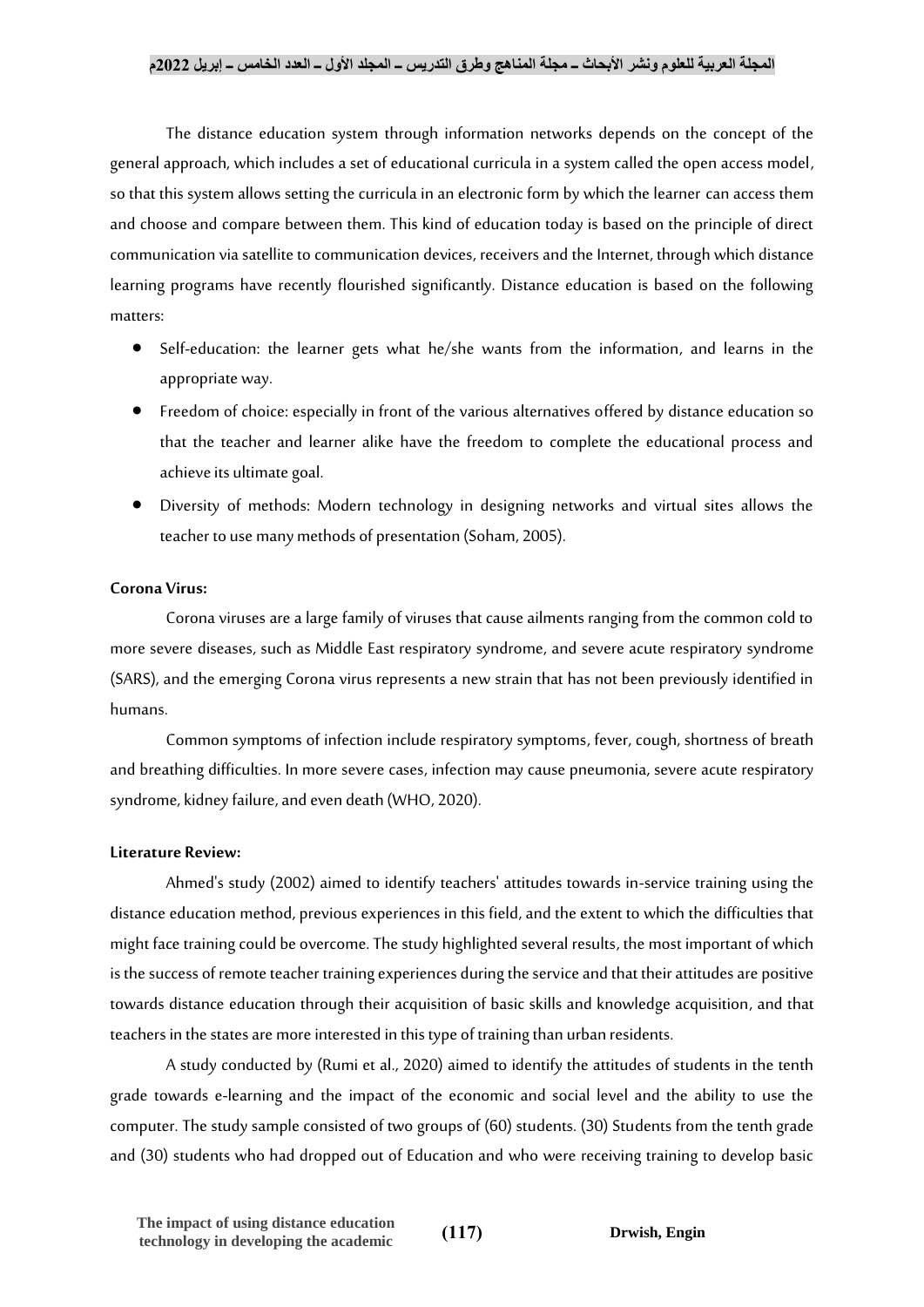The distance education system through information networks depends on the concept of the general approach, which includes a set of educational curricula in a system called the open access model, so that this system allows setting the curricula in an electronic form by which the learner can access them and choose and compare between them. This kind of education today is based on the principle of direct communication via satellite to communication devices, receivers and the Internet, through which distance learning programs have recently flourished significantly. Distance education is based on the following matters:

- Self-education: the learner gets what he/she wants from the information, and learns in the appropriate way.
- Freedom of choice: especially in front of the various alternatives offered by distance education so that the teacher and learner alike have the freedom to complete the educational process and achieve its ultimate goal.
- Diversity of methods: Modern technology in designing networks and virtual sites allows the teacher to use many methods of presentation (Soham, 2005).

**Corona Virus:**

Corona viruses are a large family of viruses that cause ailments ranging from the common cold to more severe diseases, such as Middle East respiratory syndrome, and severe acute respiratory syndrome (SARS), and the emerging Corona virus represents a new strain that has not been previously identified in humans.

Common symptoms of infection include respiratory symptoms, fever, cough, shortness of breath and breathing difficulties. In more severe cases, infection may cause pneumonia, severe acute respiratory syndrome, kidney failure, and even death (WHO, 2020).

**Literature Review:**

Ahmed's study (2002) aimed to identify teachers' attitudes towards in-service training using the distance education method, previous experiences in this field, and the extent to which the difficulties that might face training could be overcome. The study highlighted several results, the most important of which is the success of remote teacher training experiences during the service and that their attitudes are positive towards distance education through their acquisition of basic skills and knowledge acquisition, and that teachers in the states are more interested in this type of training than urban residents.

A study conducted by (Rumi et al., 2020) aimed to identify the attitudes of students in the tenth grade towards e-learning and the impact of the economic and social level and the ability to use the computer. The study sample consisted of two groups of (60) students. (30) Students from the tenth grade and (30) students who had dropped out of Education and who were receiving training to develop basic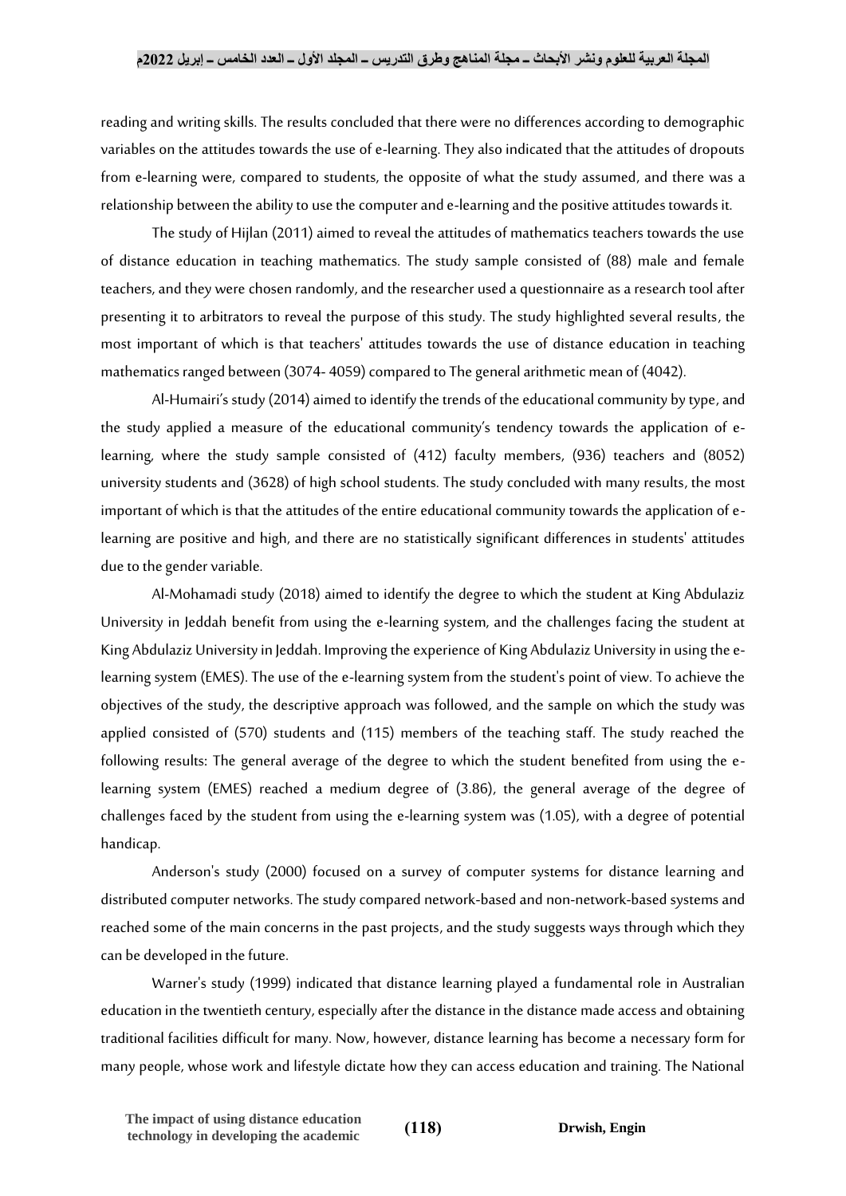reading and writing skills. The results concluded that there were no differences according to demographic variables on the attitudes towards the use of e-learning. They also indicated that the attitudes of dropouts from e-learning were, compared to students, the opposite of what the study assumed, and there was a relationship between the ability to use the computer and e-learning and the positive attitudes towards it.

The study of Hijlan (2011) aimed to reveal the attitudes of mathematics teachers towards the use of distance education in teaching mathematics. The study sample consisted of (88) male and female teachers, and they were chosen randomly, and the researcher used a questionnaire as a research tool after presenting it to arbitrators to reveal the purpose of this study. The study highlighted several results, the most important of which is that teachers' attitudes towards the use of distance education in teaching mathematics ranged between (3074- 4059) compared to The general arithmetic mean of (4042).

Al-Humairi's study (2014) aimed to identify the trends of the educational community by type, and the study applied a measure of the educational community's tendency towards the application of e-learning, where the study sample consisted of (412) faculty members, (936) teachers and (8052) university students and (3628) of high school students. The study concluded with many results, the most important of which is that the attitudes of the entire educational community towards the application of e-learning are positive and high, and there are no statistically significant differences in students' attitudes due to the gender variable.

Al-Mohamadi study (2018) aimed to identify the degree to which the student at King Abdulaziz University in Jeddah benefit from using the e-learning system, and the challenges facing the student at King Abdulaziz University in Jeddah. Improving the experience of King Abdulaziz University in using the e-learning system (EMES). The use of the e-learning system from the student's point of view. To achieve the objectives of the study, the descriptive approach was followed, and the sample on which the study was applied consisted of (570) students and (115) members of the teaching staff. The study reached the following results: The general average of the degree to which the student benefited from using the e-learning system (EMES) reached a medium degree of (3.86), the general average of the degree of challenges faced by the student from using the e-learning system was (1.05), with a degree of potential handicap.

Anderson's study (2000) focused on a survey of computer systems for distance learning and distributed computer networks. The study compared network-based and non-network-based systems and reached some of the main concerns in the past projects, and the study suggests ways through which they can be developed in the future.

Warner's study (1999) indicated that distance learning played a fundamental role in Australian education in the twentieth century, especially after the distance in the distance made access and obtaining traditional facilities difficult for many. Now, however, distance learning has become a necessary form for many people, whose work and lifestyle dictate how they can access education and training. The National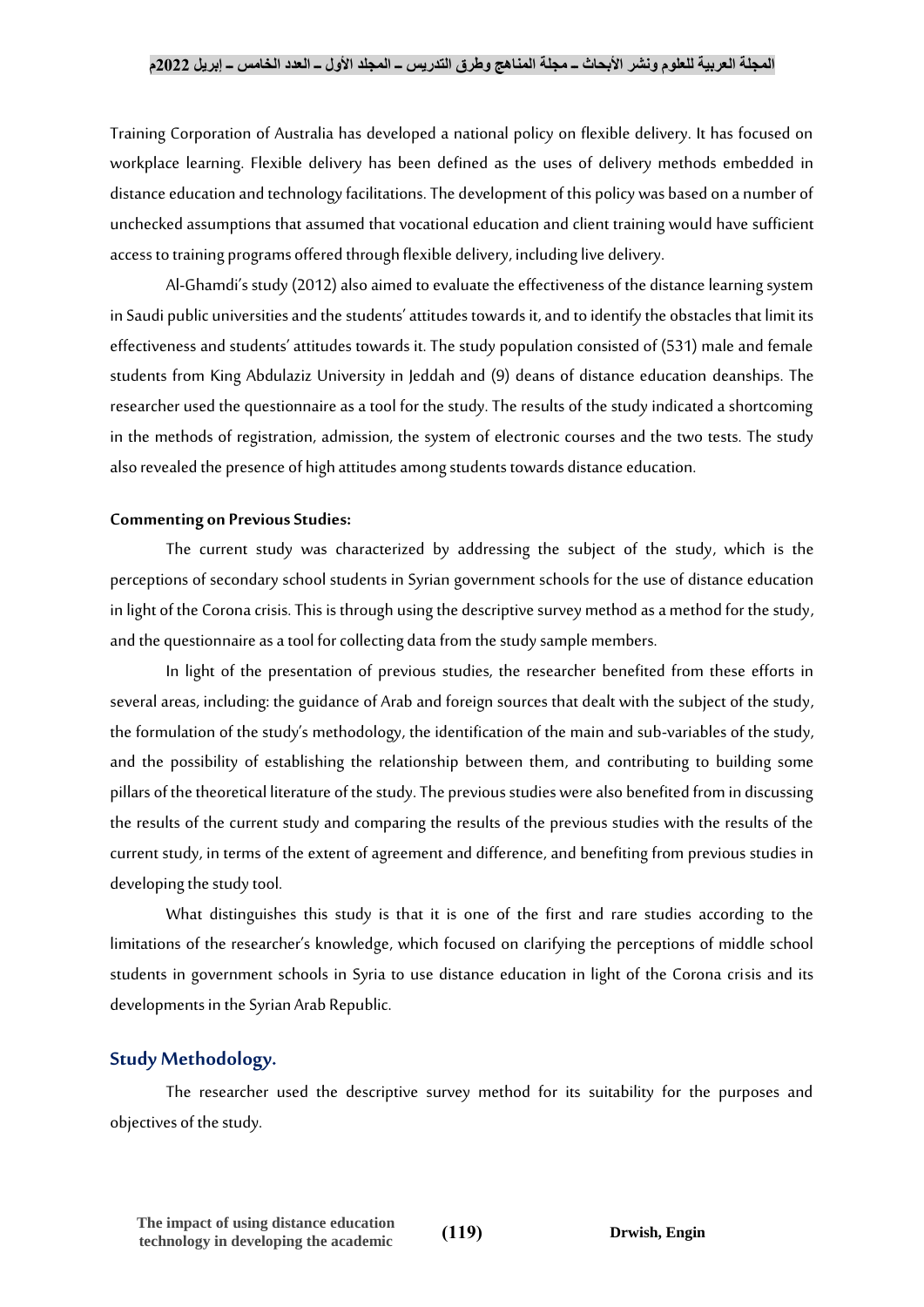Training Corporation of Australia has developed a national policy on flexible delivery. It has focused on workplace learning. Flexible delivery has been defined as the uses of delivery methods embedded in distance education and technology facilitations. The development of this policy was based on a number of unchecked assumptions that assumed that vocational education and client training would have sufficient access to training programs offered through flexible delivery, including live delivery.

Al-Ghamdi's study (2012) also aimed to evaluate the effectiveness of the distance learning system in Saudi public universities and the students' attitudes towards it, and to identify the obstacles that limit its effectiveness and students' attitudes towards it. The study population consisted of (531) male and female students from King Abdulaziz University in Jeddah and (9) deans of distance education deanships. The researcher used the questionnaire as a tool for the study. The results of the study indicated a shortcoming in the methods of registration, admission, the system of electronic courses and the two tests. The study also revealed the presence of high attitudes among students towards distance education.

**Commenting on Previous Studies:**

The current study was characterized by addressing the subject of the study, which is the perceptions of secondary school students in Syrian government schools for the use of distance education in light of the Corona crisis. This is through using the descriptive survey method as a method for the study, and the questionnaire as a tool for collecting data from the study sample members.

In light of the presentation of previous studies, the researcher benefited from these efforts in several areas, including: the guidance of Arab and foreign sources that dealt with the subject of the study, the formulation of the study's methodology, the identification of the main and sub-variables of the study, and the possibility of establishing the relationship between them, and contributing to building some pillars of the theoretical literature of the study. The previous studies were also benefited from in discussing the results of the current study and comparing the results of the previous studies with the results of the current study, in terms of the extent of agreement and difference, and benefiting from previous studies in developing the study tool.

What distinguishes this study is that it is one of the first and rare studies according to the limitations of the researcher's knowledge, which focused on clarifying the perceptions of middle school students in government schools in Syria to use distance education in light of the Corona crisis and its developments in the Syrian Arab Republic.

## Study Methodology.

The researcher used the descriptive survey method for its suitability for the purposes and objectives of the study.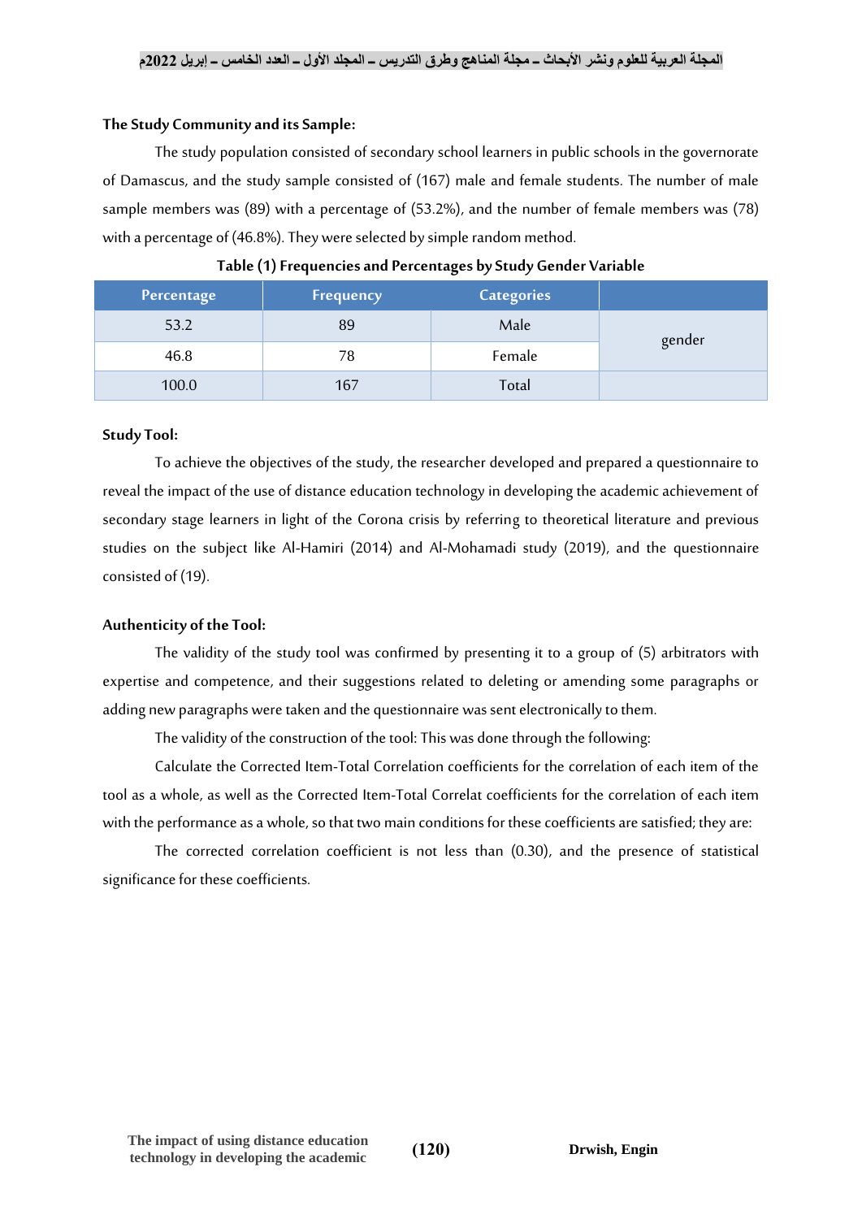**The Study Community and its Sample:**

The study population consisted of secondary school learners in public schools in the governorate of Damascus, and the study sample consisted of (167) male and female students. The number of male sample members was (89) with a percentage of (53.2%), and the number of female members was (78) with a percentage of (46.8%). They were selected by simple random method.

**Table (1) Frequencies and Percentages by Study Gender Variable**

| Percentage | Frequency | Categories | |
|---|---|---|---|
| 53.2 | 89 | Male | gender |
| 46.8 | 78 | Female | |
| 100.0 | 167 | Total | |

**Study Tool:**

To achieve the objectives of the study, the researcher developed and prepared a questionnaire to reveal the impact of the use of distance education technology in developing the academic achievement of secondary stage learners in light of the Corona crisis by referring to theoretical literature and previous studies on the subject like Al-Hamiri (2014) and Al-Mohamadi study (2019), and the questionnaire consisted of (19).

**Authenticity of the Tool:**

The validity of the study tool was confirmed by presenting it to a group of (5) arbitrators with expertise and competence, and their suggestions related to deleting or amending some paragraphs or adding new paragraphs were taken and the questionnaire was sent electronically to them.

The validity of the construction of the tool: This was done through the following:

Calculate the Corrected Item-Total Correlation coefficients for the correlation of each item of the tool as a whole, as well as the Corrected Item-Total Correlat coefficients for the correlation of each item with the performance as a whole, so that two main conditions for these coefficients are satisfied; they are:

The corrected correlation coefficient is not less than (0.30), and the presence of statistical significance for these coefficients.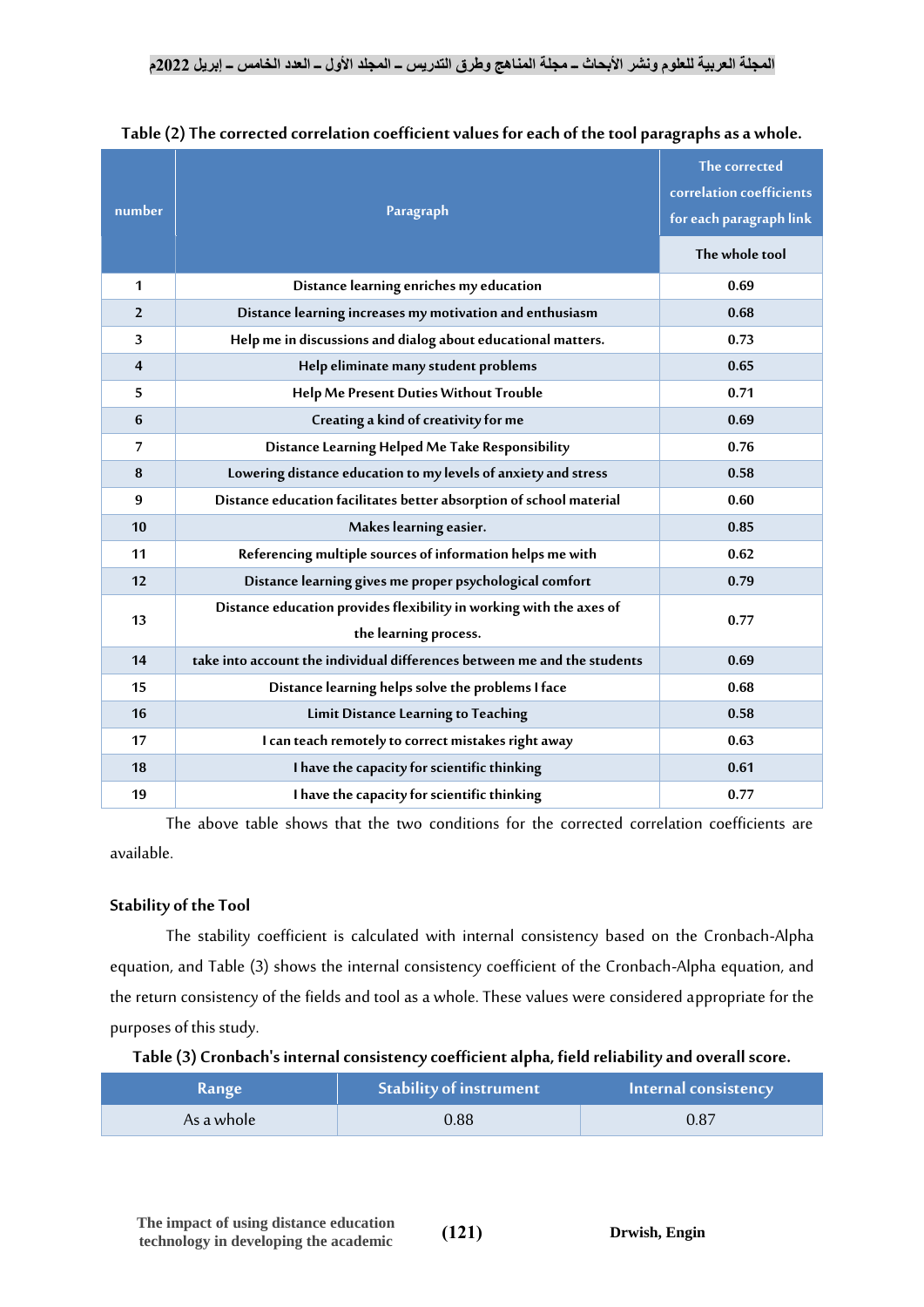Table (2) The corrected correlation coefficient values for each of the tool paragraphs as a whole.

| number | Paragraph | The corrected correlation coefficients for each paragraph link |
|---|---|---|
| | | The whole tool |
| 1 | Distance learning enriches my education | 0.69 |
| 2 | Distance learning increases my motivation and enthusiasm | 0.68 |
| 3 | Help me in discussions and dialog about educational matters. | 0.73 |
| 4 | Help eliminate many student problems | 0.65 |
| 5 | Help Me Present Duties Without Trouble | 0.71 |
| 6 | Creating a kind of creativity for me | 0.69 |
| 7 | Distance Learning Helped Me Take Responsibility | 0.76 |
| 8 | Lowering distance education to my levels of anxiety and stress | 0.58 |
| 9 | Distance education facilitates better absorption of school material | 0.60 |
| 10 | Makes learning easier. | 0.85 |
| 11 | Referencing multiple sources of information helps me with | 0.62 |
| 12 | Distance learning gives me proper psychological comfort | 0.79 |
| 13 | Distance education provides flexibility in working with the axes of the learning process. | 0.77 |
| 14 | take into account the individual differences between me and the students | 0.69 |
| 15 | Distance learning helps solve the problems I face | 0.68 |
| 16 | Limit Distance Learning to Teaching | 0.58 |
| 17 | I can teach remotely to correct mistakes right away | 0.63 |
| 18 | I have the capacity for scientific thinking | 0.61 |
| 19 | I have the capacity for scientific thinking | 0.77 |

The above table shows that the two conditions for the corrected correlation coefficients are available.

**Stability of the Tool**

The stability coefficient is calculated with internal consistency based on the Cronbach-Alpha equation, and Table (3) shows the internal consistency coefficient of the Cronbach-Alpha equation, and the return consistency of the fields and tool as a whole. These values were considered appropriate for the purposes of this study.

**Table (3) Cronbach's internal consistency coefficient alpha, field reliability and overall score.**

| Range | Stability of instrument | Internal consistency |
|---|---|---|
| As a whole | 0.88 | 0.87 |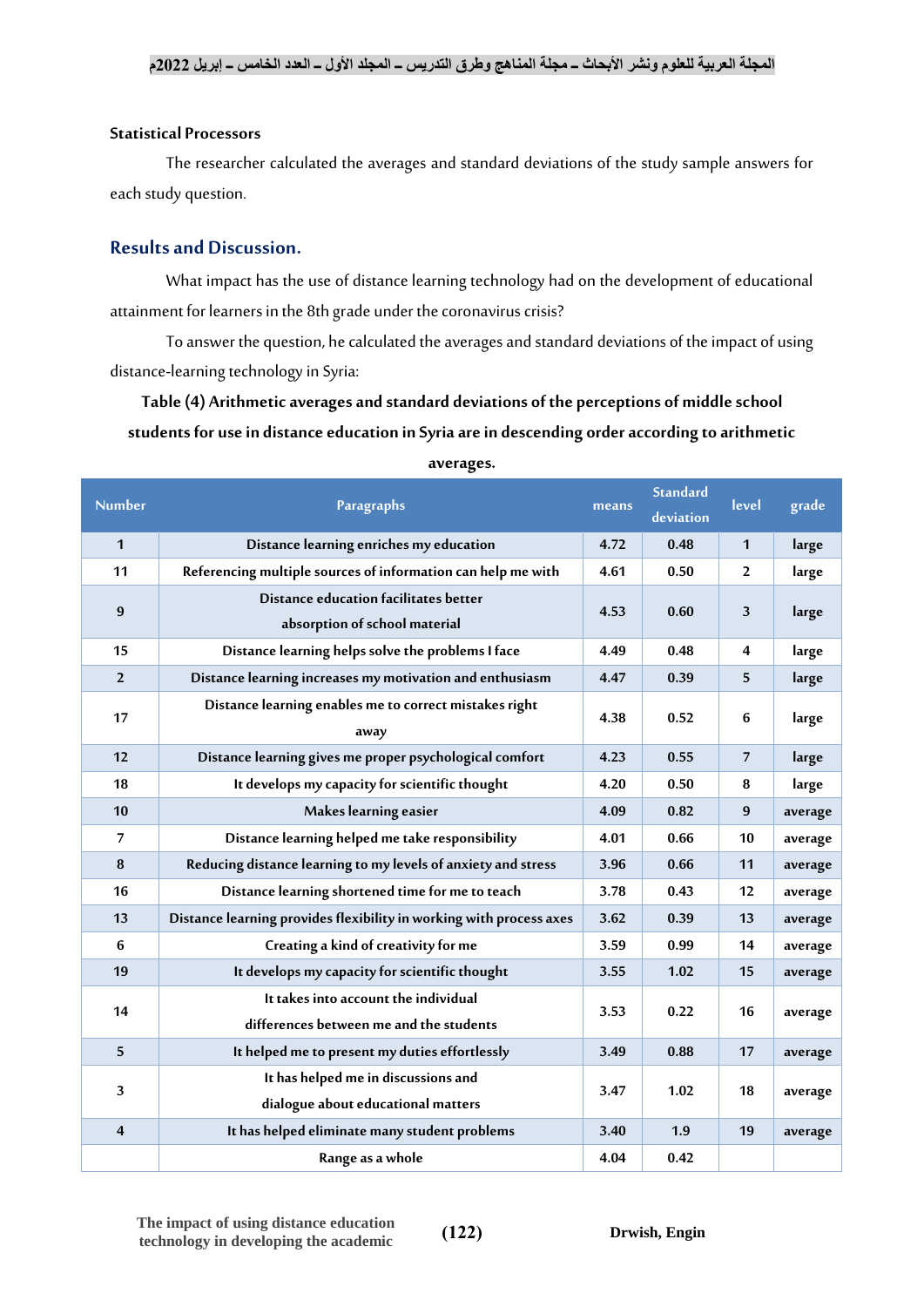### Statistical Processors

The researcher calculated the averages and standard deviations of the study sample answers for each study question.

## Results and Discussion.

What impact has the use of distance learning technology had on the development of educational attainment for learners in the 8th grade under the coronavirus crisis?

To answer the question, he calculated the averages and standard deviations of the impact of using distance-learning technology in Syria:

**Table (4) Arithmetic averages and standard deviations of the perceptions of middle school students for use in distance education in Syria are in descending order according to arithmetic averages.**

| Number | Paragraphs | means | Standard deviation | level | grade |
|---|---|---|---|---|---|
| 1 | Distance learning enriches my education | 4.72 | 0.48 | 1 | large |
| 11 | Referencing multiple sources of information can help me with | 4.61 | 0.50 | 2 | large |
| 9 | Distance education facilitates better absorption of school material | 4.53 | 0.60 | 3 | large |
| 15 | Distance learning helps solve the problems I face | 4.49 | 0.48 | 4 | large |
| 2 | Distance learning increases my motivation and enthusiasm | 4.47 | 0.39 | 5 | large |
| 17 | Distance learning enables me to correct mistakes right away | 4.38 | 0.52 | 6 | large |
| 12 | Distance learning gives me proper psychological comfort | 4.23 | 0.55 | 7 | large |
| 18 | It develops my capacity for scientific thought | 4.20 | 0.50 | 8 | large |
| 10 | Makes learning easier | 4.09 | 0.82 | 9 | average |
| 7 | Distance learning helped me take responsibility | 4.01 | 0.66 | 10 | average |
| 8 | Reducing distance learning to my levels of anxiety and stress | 3.96 | 0.66 | 11 | average |
| 16 | Distance learning shortened time for me to teach | 3.78 | 0.43 | 12 | average |
| 13 | Distance learning provides flexibility in working with process axes | 3.62 | 0.39 | 13 | average |
| 6 | Creating a kind of creativity for me | 3.59 | 0.99 | 14 | average |
| 19 | It develops my capacity for scientific thought | 3.55 | 1.02 | 15 | average |
| 14 | It takes into account the individual differences between me and the students | 3.53 | 0.22 | 16 | average |
| 5 | It helped me to present my duties effortlessly | 3.49 | 0.88 | 17 | average |
| 3 | It has helped me in discussions and dialogue about educational matters | 3.47 | 1.02 | 18 | average |
| 4 | It has helped eliminate many student problems | 3.40 | 1.9 | 19 | average |
| | Range as a whole | 4.04 | 0.42 | | |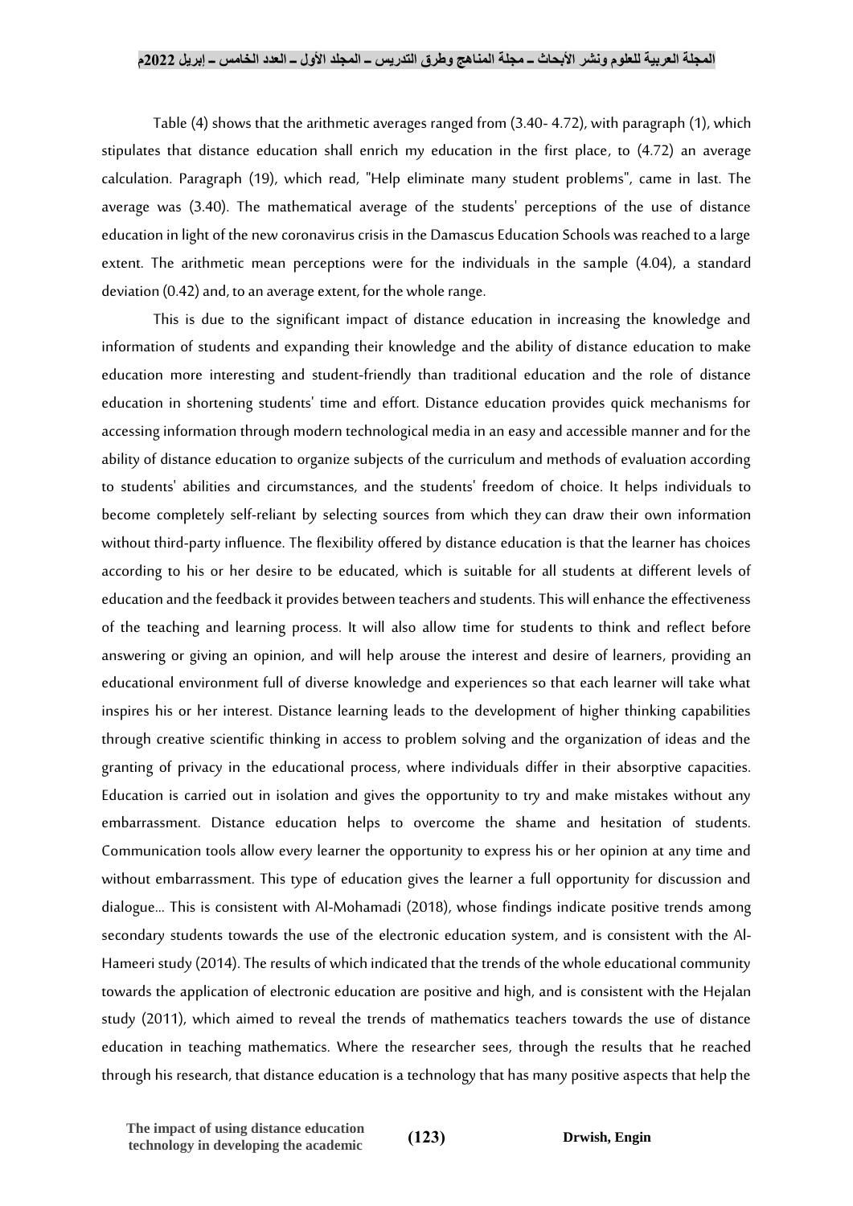Table (4) shows that the arithmetic averages ranged from (3.40- 4.72), with paragraph (1), which stipulates that distance education shall enrich my education in the first place, to (4.72) an average calculation. Paragraph (19), which read, "Help eliminate many student problems", came in last. The average was (3.40). The mathematical average of the students' perceptions of the use of distance education in light of the new coronavirus crisis in the Damascus Education Schools was reached to a large extent. The arithmetic mean perceptions were for the individuals in the sample (4.04), a standard deviation (0.42) and, to an average extent, for the whole range.

This is due to the significant impact of distance education in increasing the knowledge and information of students and expanding their knowledge and the ability of distance education to make education more interesting and student-friendly than traditional education and the role of distance education in shortening students' time and effort. Distance education provides quick mechanisms for accessing information through modern technological media in an easy and accessible manner and for the ability of distance education to organize subjects of the curriculum and methods of evaluation according to students' abilities and circumstances, and the students' freedom of choice. It helps individuals to become completely self-reliant by selecting sources from which they can draw their own information without third-party influence. The flexibility offered by distance education is that the learner has choices according to his or her desire to be educated, which is suitable for all students at different levels of education and the feedback it provides between teachers and students. This will enhance the effectiveness of the teaching and learning process. It will also allow time for students to think and reflect before answering or giving an opinion, and will help arouse the interest and desire of learners, providing an educational environment full of diverse knowledge and experiences so that each learner will take what inspires his or her interest. Distance learning leads to the development of higher thinking capabilities through creative scientific thinking in access to problem solving and the organization of ideas and the granting of privacy in the educational process, where individuals differ in their absorptive capacities. Education is carried out in isolation and gives the opportunity to try and make mistakes without any embarrassment. Distance education helps to overcome the shame and hesitation of students. Communication tools allow every learner the opportunity to express his or her opinion at any time and without embarrassment. This type of education gives the learner a full opportunity for discussion and dialogue... This is consistent with Al-Mohamadi (2018), whose findings indicate positive trends among secondary students towards the use of the electronic education system, and is consistent with the Al-Hameeri study (2014). The results of which indicated that the trends of the whole educational community towards the application of electronic education are positive and high, and is consistent with the Hejalan study (2011), which aimed to reveal the trends of mathematics teachers towards the use of distance education in teaching mathematics. Where the researcher sees, through the results that he reached through his research, that distance education is a technology that has many positive aspects that help the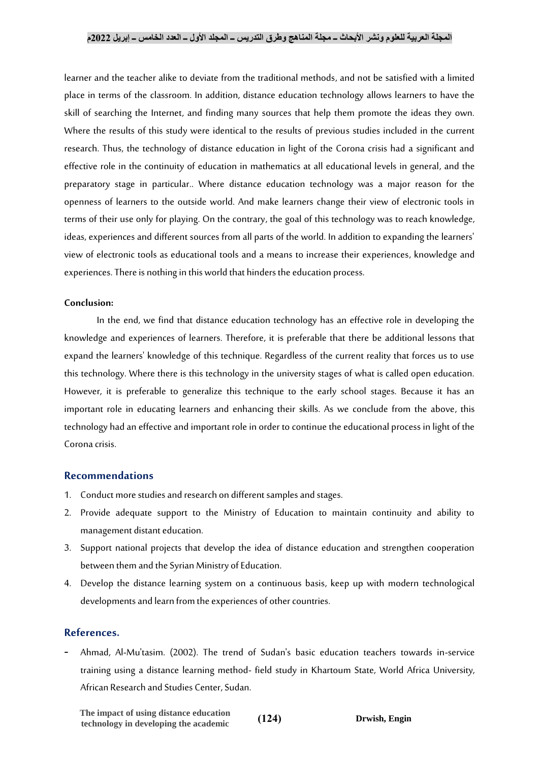learner and the teacher alike to deviate from the traditional methods, and not be satisfied with a limited place in terms of the classroom. In addition, distance education technology allows learners to have the skill of searching the Internet, and finding many sources that help them promote the ideas they own. Where the results of this study were identical to the results of previous studies included in the current research. Thus, the technology of distance education in light of the Corona crisis had a significant and effective role in the continuity of education in mathematics at all educational levels in general, and the preparatory stage in particular.. Where distance education technology was a major reason for the openness of learners to the outside world. And make learners change their view of electronic tools in terms of their use only for playing. On the contrary, the goal of this technology was to reach knowledge, ideas, experiences and different sources from all parts of the world. In addition to expanding the learners' view of electronic tools as educational tools and a means to increase their experiences, knowledge and experiences. There is nothing in this world that hinders the education process.

**Conclusion:**

In the end, we find that distance education technology has an effective role in developing the knowledge and experiences of learners. Therefore, it is preferable that there be additional lessons that expand the learners' knowledge of this technique. Regardless of the current reality that forces us to use this technology. Where there is this technology in the university stages of what is called open education. However, it is preferable to generalize this technique to the early school stages. Because it has an important role in educating learners and enhancing their skills. As we conclude from the above, this technology had an effective and important role in order to continue the educational process in light of the Corona crisis.

## Recommendations

1. Conduct more studies and research on different samples and stages.
2. Provide adequate support to the Ministry of Education to maintain continuity and ability to management distant education.
3. Support national projects that develop the idea of distance education and strengthen cooperation between them and the Syrian Ministry of Education.
4. Develop the distance learning system on a continuous basis, keep up with modern technological developments and learn from the experiences of other countries.

## References.

- Ahmad, Al-Mu'tasim. (2002). The trend of Sudan's basic education teachers towards in-service training using a distance learning method- field study in Khartoum State, World Africa University, African Research and Studies Center, Sudan.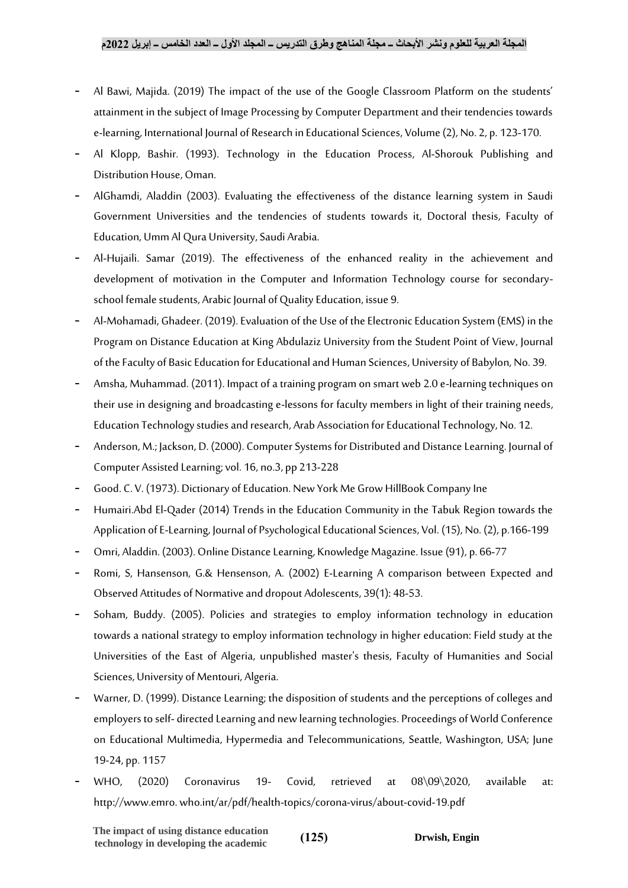- Al Bawi, Majida. (2019) The impact of the use of the Google Classroom Platform on the students' attainment in the subject of Image Processing by Computer Department and their tendencies towards e-learning, International Journal of Research in Educational Sciences, Volume (2), No. 2, p. 123-170.
- Al Klopp, Bashir. (1993). Technology in the Education Process, Al-Shorouk Publishing and Distribution House, Oman.
- AlGhamdi, Aladdin (2003). Evaluating the effectiveness of the distance learning system in Saudi Government Universities and the tendencies of students towards it, Doctoral thesis, Faculty of Education, Umm Al Qura University, Saudi Arabia.
- Al-Hujaili. Samar (2019). The effectiveness of the enhanced reality in the achievement and development of motivation in the Computer and Information Technology course for secondary-school female students, Arabic Journal of Quality Education, issue 9.
- Al-Mohamadi, Ghadeer. (2019). Evaluation of the Use of the Electronic Education System (EMS) in the Program on Distance Education at King Abdulaziz University from the Student Point of View, Journal of the Faculty of Basic Education for Educational and Human Sciences, University of Babylon, No. 39.
- Amsha, Muhammad. (2011). Impact of a training program on smart web 2.0 e-learning techniques on their use in designing and broadcasting e-lessons for faculty members in light of their training needs, Education Technology studies and research, Arab Association for Educational Technology, No. 12.
- Anderson, M.; Jackson, D. (2000). Computer Systems for Distributed and Distance Learning. Journal of Computer Assisted Learning; vol. 16, no.3, pp 213-228
- Good. C. V. (1973). Dictionary of Education. New York Me Grow HillBook Company Ine
- Humairi.Abd El-Qader (2014) Trends in the Education Community in the Tabuk Region towards the Application of E-Learning, Journal of Psychological Educational Sciences, Vol. (15), No. (2), p.166-199
- Omri, Aladdin. (2003). Online Distance Learning, Knowledge Magazine. Issue (91), p. 66-77
- Romi, S, Hansenson, G.& Hensenson, A. (2002) E-Learning A comparison between Expected and Observed Attitudes of Normative and dropout Adolescents, 39(1): 48-53.
- Soham, Buddy. (2005). Policies and strategies to employ information technology in education towards a national strategy to employ information technology in higher education: Field study at the Universities of the East of Algeria, unpublished master's thesis, Faculty of Humanities and Social Sciences, University of Mentouri, Algeria.
- Warner, D. (1999). Distance Learning; the disposition of students and the perceptions of colleges and employers to self- directed Learning and new learning technologies. Proceedings of World Conference on Educational Multimedia, Hypermedia and Telecommunications, Seattle, Washington, USA; June 19-24, pp. 1157
- WHO, (2020) Coronavirus 19- Covid, retrieved at 08\09\2020, available at: http://www.emro. who.int/ar/pdf/health-topics/corona-virus/about-covid-19.pdf